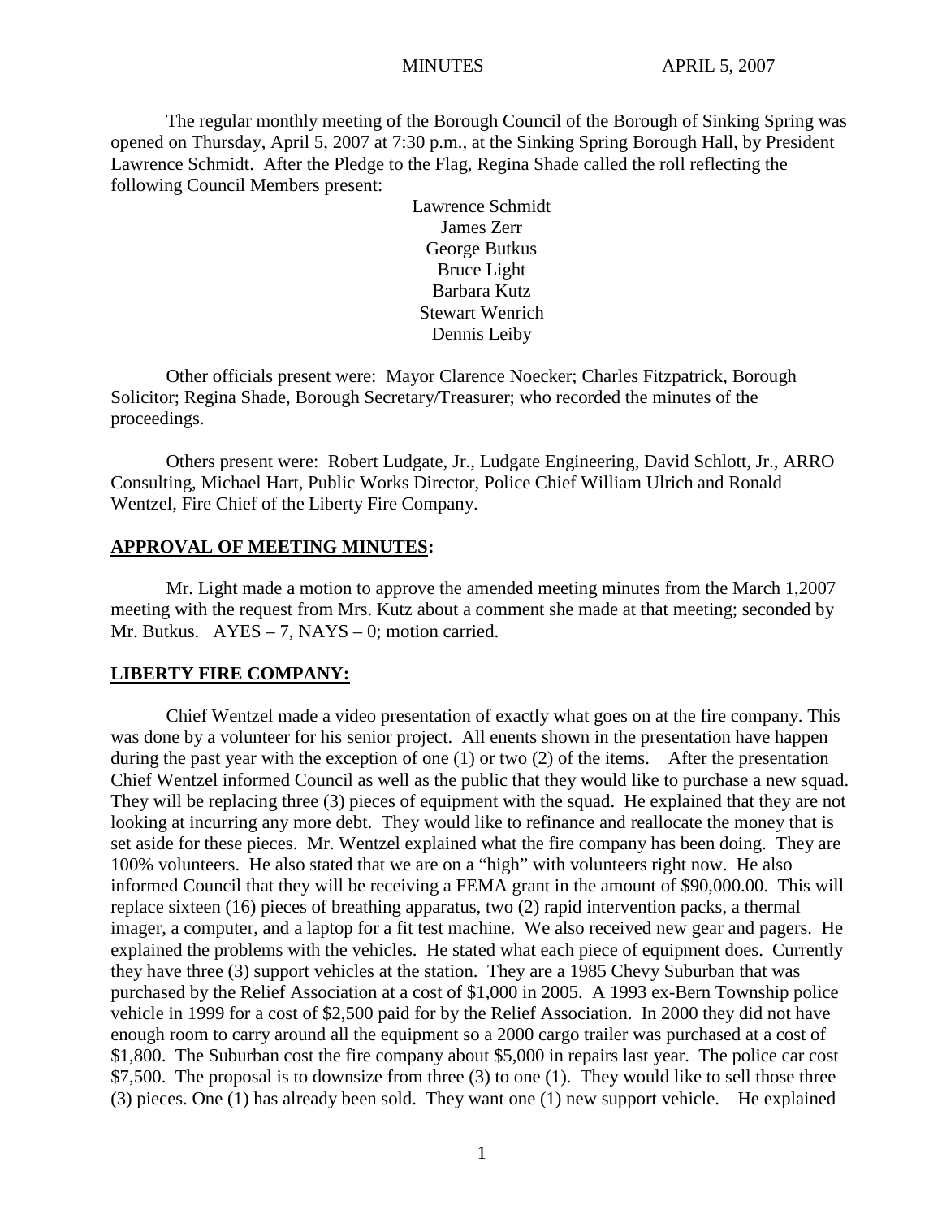MINUTES APRIL 5, 2007

The regular monthly meeting of the Borough Council of the Borough of Sinking Spring was opened on Thursday, April 5, 2007 at 7:30 p.m., at the Sinking Spring Borough Hall, by President Lawrence Schmidt. After the Pledge to the Flag, Regina Shade called the roll reflecting the following Council Members present:

Lawrence Schmidt
James Zerr
George Butkus
Bruce Light
Barbara Kutz
Stewart Wenrich
Dennis Leiby

Other officials present were: Mayor Clarence Noecker; Charles Fitzpatrick, Borough Solicitor; Regina Shade, Borough Secretary/Treasurer; who recorded the minutes of the proceedings.

Others present were: Robert Ludgate, Jr., Ludgate Engineering, David Schlott, Jr., ARRO Consulting, Michael Hart, Public Works Director, Police Chief William Ulrich and Ronald Wentzel, Fire Chief of the Liberty Fire Company.

## APPROVAL OF MEETING MINUTES:

Mr. Light made a motion to approve the amended meeting minutes from the March 1,2007 meeting with the request from Mrs. Kutz about a comment she made at that meeting; seconded by Mr. Butkus. AYES – 7, NAYS – 0; motion carried.

## LIBERTY FIRE COMPANY:

Chief Wentzel made a video presentation of exactly what goes on at the fire company. This was done by a volunteer for his senior project. All enents shown in the presentation have happen during the past year with the exception of one (1) or two (2) of the items. After the presentation Chief Wentzel informed Council as well as the public that they would like to purchase a new squad. They will be replacing three (3) pieces of equipment with the squad. He explained that they are not looking at incurring any more debt. They would like to refinance and reallocate the money that is set aside for these pieces. Mr. Wentzel explained what the fire company has been doing. They are 100% volunteers. He also stated that we are on a "high" with volunteers right now. He also informed Council that they will be receiving a FEMA grant in the amount of $90,000.00. This will replace sixteen (16) pieces of breathing apparatus, two (2) rapid intervention packs, a thermal imager, a computer, and a laptop for a fit test machine. We also received new gear and pagers. He explained the problems with the vehicles. He stated what each piece of equipment does. Currently they have three (3) support vehicles at the station. They are a 1985 Chevy Suburban that was purchased by the Relief Association at a cost of $1,000 in 2005. A 1993 ex-Bern Township police vehicle in 1999 for a cost of $2,500 paid for by the Relief Association. In 2000 they did not have enough room to carry around all the equipment so a 2000 cargo trailer was purchased at a cost of $1,800. The Suburban cost the fire company about $5,000 in repairs last year. The police car cost $7,500. The proposal is to downsize from three (3) to one (1). They would like to sell those three (3) pieces. One (1) has already been sold. They want one (1) new support vehicle. He explained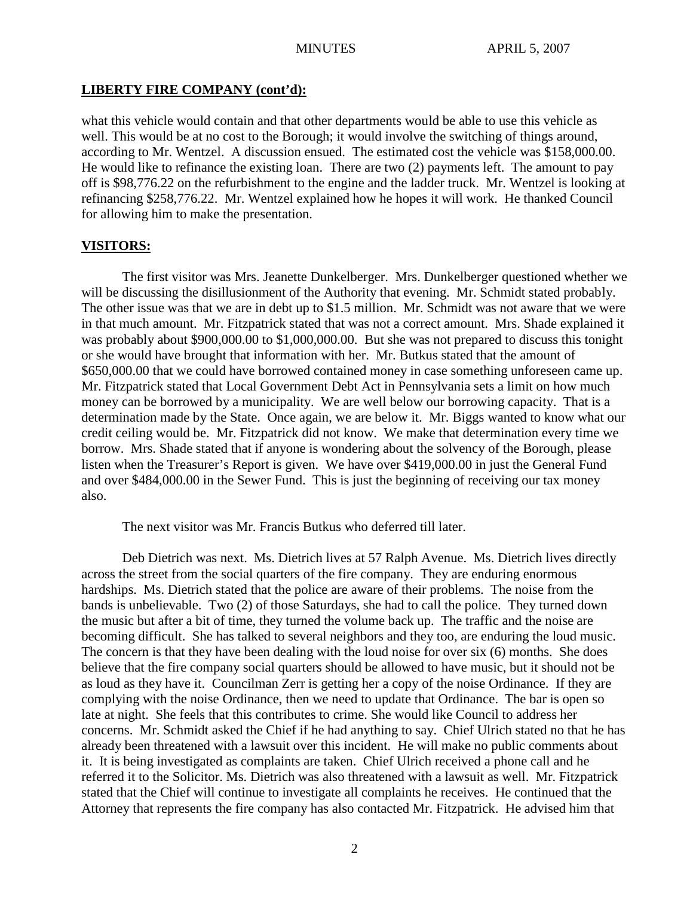## LIBERTY FIRE COMPANY (cont'd):

what this vehicle would contain and that other departments would be able to use this vehicle as well. This would be at no cost to the Borough; it would involve the switching of things around, according to Mr. Wentzel. A discussion ensued. The estimated cost the vehicle was $158,000.00. He would like to refinance the existing loan. There are two (2) payments left. The amount to pay off is $98,776.22 on the refurbishment to the engine and the ladder truck. Mr. Wentzel is looking at refinancing $258,776.22. Mr. Wentzel explained how he hopes it will work. He thanked Council for allowing him to make the presentation.

## VISITORS:

The first visitor was Mrs. Jeanette Dunkelberger. Mrs. Dunkelberger questioned whether we will be discussing the disillusionment of the Authority that evening. Mr. Schmidt stated probably. The other issue was that we are in debt up to $1.5 million. Mr. Schmidt was not aware that we were in that much amount. Mr. Fitzpatrick stated that was not a correct amount. Mrs. Shade explained it was probably about $900,000.00 to $1,000,000.00. But she was not prepared to discuss this tonight or she would have brought that information with her. Mr. Butkus stated that the amount of $650,000.00 that we could have borrowed contained money in case something unforeseen came up. Mr. Fitzpatrick stated that Local Government Debt Act in Pennsylvania sets a limit on how much money can be borrowed by a municipality. We are well below our borrowing capacity. That is a determination made by the State. Once again, we are below it. Mr. Biggs wanted to know what our credit ceiling would be. Mr. Fitzpatrick did not know. We make that determination every time we borrow. Mrs. Shade stated that if anyone is wondering about the solvency of the Borough, please listen when the Treasurer's Report is given. We have over $419,000.00 in just the General Fund and over $484,000.00 in the Sewer Fund. This is just the beginning of receiving our tax money also.

The next visitor was Mr. Francis Butkus who deferred till later.

Deb Dietrich was next. Ms. Dietrich lives at 57 Ralph Avenue. Ms. Dietrich lives directly across the street from the social quarters of the fire company. They are enduring enormous hardships. Ms. Dietrich stated that the police are aware of their problems. The noise from the bands is unbelievable. Two (2) of those Saturdays, she had to call the police. They turned down the music but after a bit of time, they turned the volume back up. The traffic and the noise are becoming difficult. She has talked to several neighbors and they too, are enduring the loud music. The concern is that they have been dealing with the loud noise for over six (6) months. She does believe that the fire company social quarters should be allowed to have music, but it should not be as loud as they have it. Councilman Zerr is getting her a copy of the noise Ordinance. If they are complying with the noise Ordinance, then we need to update that Ordinance. The bar is open so late at night. She feels that this contributes to crime. She would like Council to address her concerns. Mr. Schmidt asked the Chief if he had anything to say. Chief Ulrich stated no that he has already been threatened with a lawsuit over this incident. He will make no public comments about it. It is being investigated as complaints are taken. Chief Ulrich received a phone call and he referred it to the Solicitor. Ms. Dietrich was also threatened with a lawsuit as well. Mr. Fitzpatrick stated that the Chief will continue to investigate all complaints he receives. He continued that the Attorney that represents the fire company has also contacted Mr. Fitzpatrick. He advised him that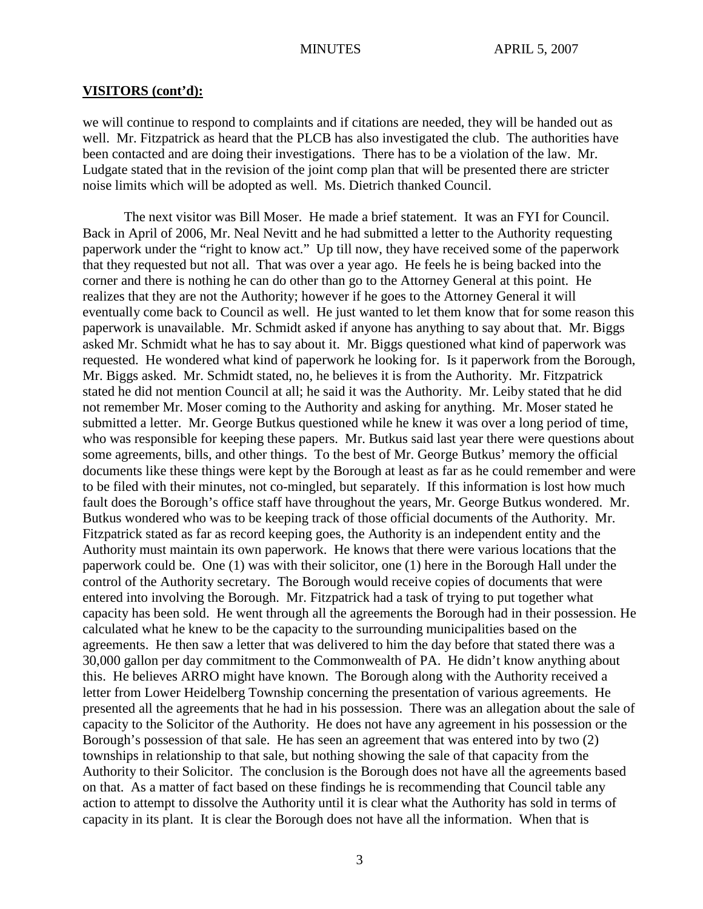## **VISITORS (cont'd):**

we will continue to respond to complaints and if citations are needed, they will be handed out as well. Mr. Fitzpatrick as heard that the PLCB has also investigated the club. The authorities have been contacted and are doing their investigations. There has to be a violation of the law. Mr. Ludgate stated that in the revision of the joint comp plan that will be presented there are stricter noise limits which will be adopted as well. Ms. Dietrich thanked Council.

The next visitor was Bill Moser. He made a brief statement. It was an FYI for Council. Back in April of 2006, Mr. Neal Nevitt and he had submitted a letter to the Authority requesting paperwork under the "right to know act." Up till now, they have received some of the paperwork that they requested but not all. That was over a year ago. He feels he is being backed into the corner and there is nothing he can do other than go to the Attorney General at this point. He realizes that they are not the Authority; however if he goes to the Attorney General it will eventually come back to Council as well. He just wanted to let them know that for some reason this paperwork is unavailable. Mr. Schmidt asked if anyone has anything to say about that. Mr. Biggs asked Mr. Schmidt what he has to say about it. Mr. Biggs questioned what kind of paperwork was requested. He wondered what kind of paperwork he looking for. Is it paperwork from the Borough, Mr. Biggs asked. Mr. Schmidt stated, no, he believes it is from the Authority. Mr. Fitzpatrick stated he did not mention Council at all; he said it was the Authority. Mr. Leiby stated that he did not remember Mr. Moser coming to the Authority and asking for anything. Mr. Moser stated he submitted a letter. Mr. George Butkus questioned while he knew it was over a long period of time, who was responsible for keeping these papers. Mr. Butkus said last year there were questions about some agreements, bills, and other things. To the best of Mr. George Butkus' memory the official documents like these things were kept by the Borough at least as far as he could remember and were to be filed with their minutes, not co-mingled, but separately. If this information is lost how much fault does the Borough's office staff have throughout the years, Mr. George Butkus wondered. Mr. Butkus wondered who was to be keeping track of those official documents of the Authority. Mr. Fitzpatrick stated as far as record keeping goes, the Authority is an independent entity and the Authority must maintain its own paperwork. He knows that there were various locations that the paperwork could be. One (1) was with their solicitor, one (1) here in the Borough Hall under the control of the Authority secretary. The Borough would receive copies of documents that were entered into involving the Borough. Mr. Fitzpatrick had a task of trying to put together what capacity has been sold. He went through all the agreements the Borough had in their possession. He calculated what he knew to be the capacity to the surrounding municipalities based on the agreements. He then saw a letter that was delivered to him the day before that stated there was a 30,000 gallon per day commitment to the Commonwealth of PA. He didn't know anything about this. He believes ARRO might have known. The Borough along with the Authority received a letter from Lower Heidelberg Township concerning the presentation of various agreements. He presented all the agreements that he had in his possession. There was an allegation about the sale of capacity to the Solicitor of the Authority. He does not have any agreement in his possession or the Borough's possession of that sale. He has seen an agreement that was entered into by two (2) townships in relationship to that sale, but nothing showing the sale of that capacity from the Authority to their Solicitor. The conclusion is the Borough does not have all the agreements based on that. As a matter of fact based on these findings he is recommending that Council table any action to attempt to dissolve the Authority until it is clear what the Authority has sold in terms of capacity in its plant. It is clear the Borough does not have all the information. When that is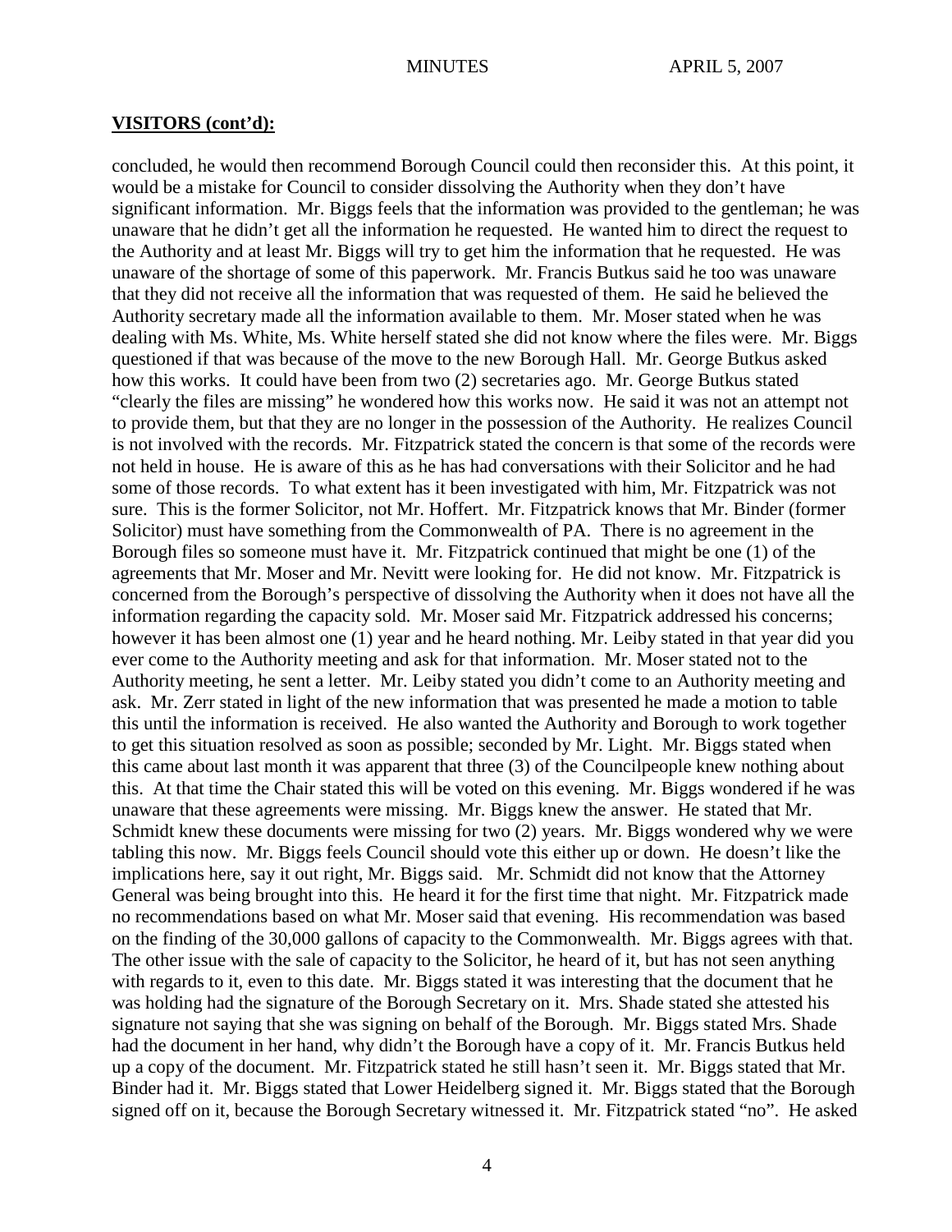## **VISITORS (cont'd):**

concluded, he would then recommend Borough Council could then reconsider this. At this point, it would be a mistake for Council to consider dissolving the Authority when they don't have significant information. Mr. Biggs feels that the information was provided to the gentleman; he was unaware that he didn't get all the information he requested. He wanted him to direct the request to the Authority and at least Mr. Biggs will try to get him the information that he requested. He was unaware of the shortage of some of this paperwork. Mr. Francis Butkus said he too was unaware that they did not receive all the information that was requested of them. He said he believed the Authority secretary made all the information available to them. Mr. Moser stated when he was dealing with Ms. White, Ms. White herself stated she did not know where the files were. Mr. Biggs questioned if that was because of the move to the new Borough Hall. Mr. George Butkus asked how this works. It could have been from two (2) secretaries ago. Mr. George Butkus stated "clearly the files are missing" he wondered how this works now. He said it was not an attempt not to provide them, but that they are no longer in the possession of the Authority. He realizes Council is not involved with the records. Mr. Fitzpatrick stated the concern is that some of the records were not held in house. He is aware of this as he has had conversations with their Solicitor and he had some of those records. To what extent has it been investigated with him, Mr. Fitzpatrick was not sure. This is the former Solicitor, not Mr. Hoffert. Mr. Fitzpatrick knows that Mr. Binder (former Solicitor) must have something from the Commonwealth of PA. There is no agreement in the Borough files so someone must have it. Mr. Fitzpatrick continued that might be one (1) of the agreements that Mr. Moser and Mr. Nevitt were looking for. He did not know. Mr. Fitzpatrick is concerned from the Borough's perspective of dissolving the Authority when it does not have all the information regarding the capacity sold. Mr. Moser said Mr. Fitzpatrick addressed his concerns; however it has been almost one (1) year and he heard nothing. Mr. Leiby stated in that year did you ever come to the Authority meeting and ask for that information. Mr. Moser stated not to the Authority meeting, he sent a letter. Mr. Leiby stated you didn't come to an Authority meeting and ask. Mr. Zerr stated in light of the new information that was presented he made a motion to table this until the information is received. He also wanted the Authority and Borough to work together to get this situation resolved as soon as possible; seconded by Mr. Light. Mr. Biggs stated when this came about last month it was apparent that three (3) of the Councilpeople knew nothing about this. At that time the Chair stated this will be voted on this evening. Mr. Biggs wondered if he was unaware that these agreements were missing. Mr. Biggs knew the answer. He stated that Mr. Schmidt knew these documents were missing for two (2) years. Mr. Biggs wondered why we were tabling this now. Mr. Biggs feels Council should vote this either up or down. He doesn't like the implications here, say it out right, Mr. Biggs said. Mr. Schmidt did not know that the Attorney General was being brought into this. He heard it for the first time that night. Mr. Fitzpatrick made no recommendations based on what Mr. Moser said that evening. His recommendation was based on the finding of the 30,000 gallons of capacity to the Commonwealth. Mr. Biggs agrees with that. The other issue with the sale of capacity to the Solicitor, he heard of it, but has not seen anything with regards to it, even to this date. Mr. Biggs stated it was interesting that the document that he was holding had the signature of the Borough Secretary on it. Mrs. Shade stated she attested his signature not saying that she was signing on behalf of the Borough. Mr. Biggs stated Mrs. Shade had the document in her hand, why didn't the Borough have a copy of it. Mr. Francis Butkus held up a copy of the document. Mr. Fitzpatrick stated he still hasn't seen it. Mr. Biggs stated that Mr. Binder had it. Mr. Biggs stated that Lower Heidelberg signed it. Mr. Biggs stated that the Borough signed off on it, because the Borough Secretary witnessed it. Mr. Fitzpatrick stated "no". He asked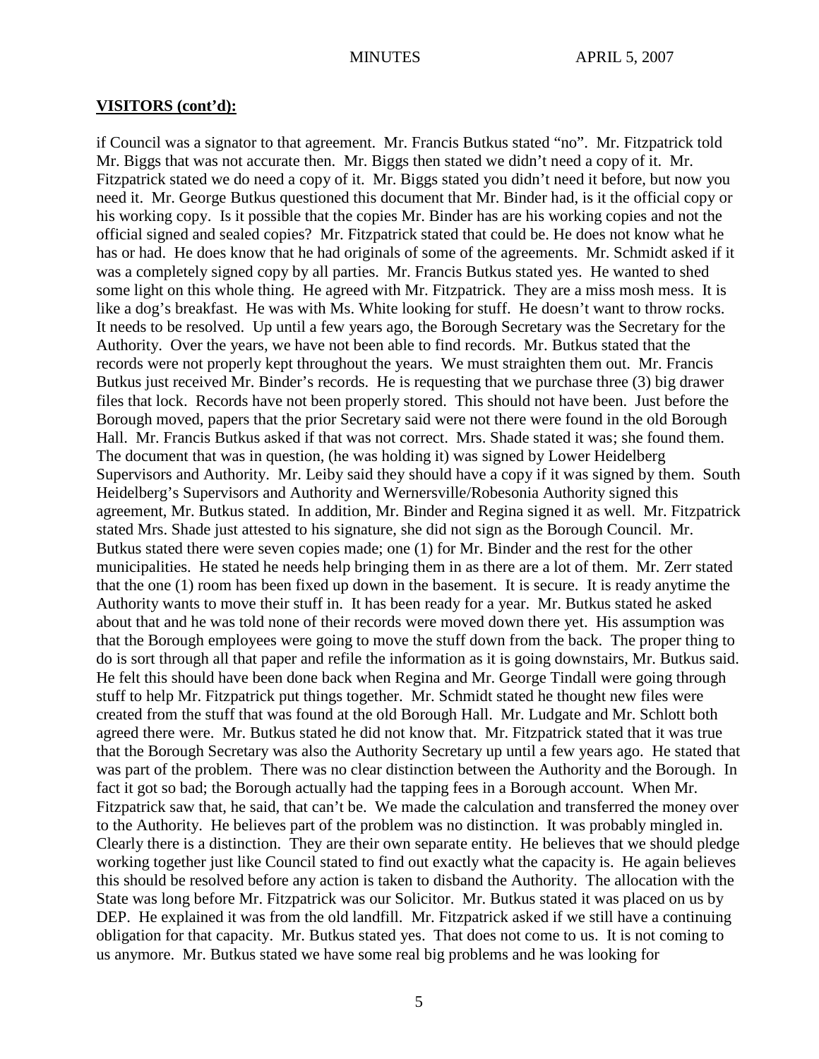**VISITORS (cont'd):**

if Council was a signator to that agreement. Mr. Francis Butkus stated "no". Mr. Fitzpatrick told Mr. Biggs that was not accurate then. Mr. Biggs then stated we didn't need a copy of it. Mr. Fitzpatrick stated we do need a copy of it. Mr. Biggs stated you didn't need it before, but now you need it. Mr. George Butkus questioned this document that Mr. Binder had, is it the official copy or his working copy. Is it possible that the copies Mr. Binder has are his working copies and not the official signed and sealed copies? Mr. Fitzpatrick stated that could be. He does not know what he has or had. He does know that he had originals of some of the agreements. Mr. Schmidt asked if it was a completely signed copy by all parties. Mr. Francis Butkus stated yes. He wanted to shed some light on this whole thing. He agreed with Mr. Fitzpatrick. They are a miss mosh mess. It is like a dog's breakfast. He was with Ms. White looking for stuff. He doesn't want to throw rocks. It needs to be resolved. Up until a few years ago, the Borough Secretary was the Secretary for the Authority. Over the years, we have not been able to find records. Mr. Butkus stated that the records were not properly kept throughout the years. We must straighten them out. Mr. Francis Butkus just received Mr. Binder's records. He is requesting that we purchase three (3) big drawer files that lock. Records have not been properly stored. This should not have been. Just before the Borough moved, papers that the prior Secretary said were not there were found in the old Borough Hall. Mr. Francis Butkus asked if that was not correct. Mrs. Shade stated it was; she found them. The document that was in question, (he was holding it) was signed by Lower Heidelberg Supervisors and Authority. Mr. Leiby said they should have a copy if it was signed by them. South Heidelberg's Supervisors and Authority and Wernersville/Robesonia Authority signed this agreement, Mr. Butkus stated. In addition, Mr. Binder and Regina signed it as well. Mr. Fitzpatrick stated Mrs. Shade just attested to his signature, she did not sign as the Borough Council. Mr. Butkus stated there were seven copies made; one (1) for Mr. Binder and the rest for the other municipalities. He stated he needs help bringing them in as there are a lot of them. Mr. Zerr stated that the one (1) room has been fixed up down in the basement. It is secure. It is ready anytime the Authority wants to move their stuff in. It has been ready for a year. Mr. Butkus stated he asked about that and he was told none of their records were moved down there yet. His assumption was that the Borough employees were going to move the stuff down from the back. The proper thing to do is sort through all that paper and refile the information as it is going downstairs, Mr. Butkus said. He felt this should have been done back when Regina and Mr. George Tindall were going through stuff to help Mr. Fitzpatrick put things together. Mr. Schmidt stated he thought new files were created from the stuff that was found at the old Borough Hall. Mr. Ludgate and Mr. Schlott both agreed there were. Mr. Butkus stated he did not know that. Mr. Fitzpatrick stated that it was true that the Borough Secretary was also the Authority Secretary up until a few years ago. He stated that was part of the problem. There was no clear distinction between the Authority and the Borough. In fact it got so bad; the Borough actually had the tapping fees in a Borough account. When Mr. Fitzpatrick saw that, he said, that can't be. We made the calculation and transferred the money over to the Authority. He believes part of the problem was no distinction. It was probably mingled in. Clearly there is a distinction. They are their own separate entity. He believes that we should pledge working together just like Council stated to find out exactly what the capacity is. He again believes this should be resolved before any action is taken to disband the Authority. The allocation with the State was long before Mr. Fitzpatrick was our Solicitor. Mr. Butkus stated it was placed on us by DEP. He explained it was from the old landfill. Mr. Fitzpatrick asked if we still have a continuing obligation for that capacity. Mr. Butkus stated yes. That does not come to us. It is not coming to us anymore. Mr. Butkus stated we have some real big problems and he was looking for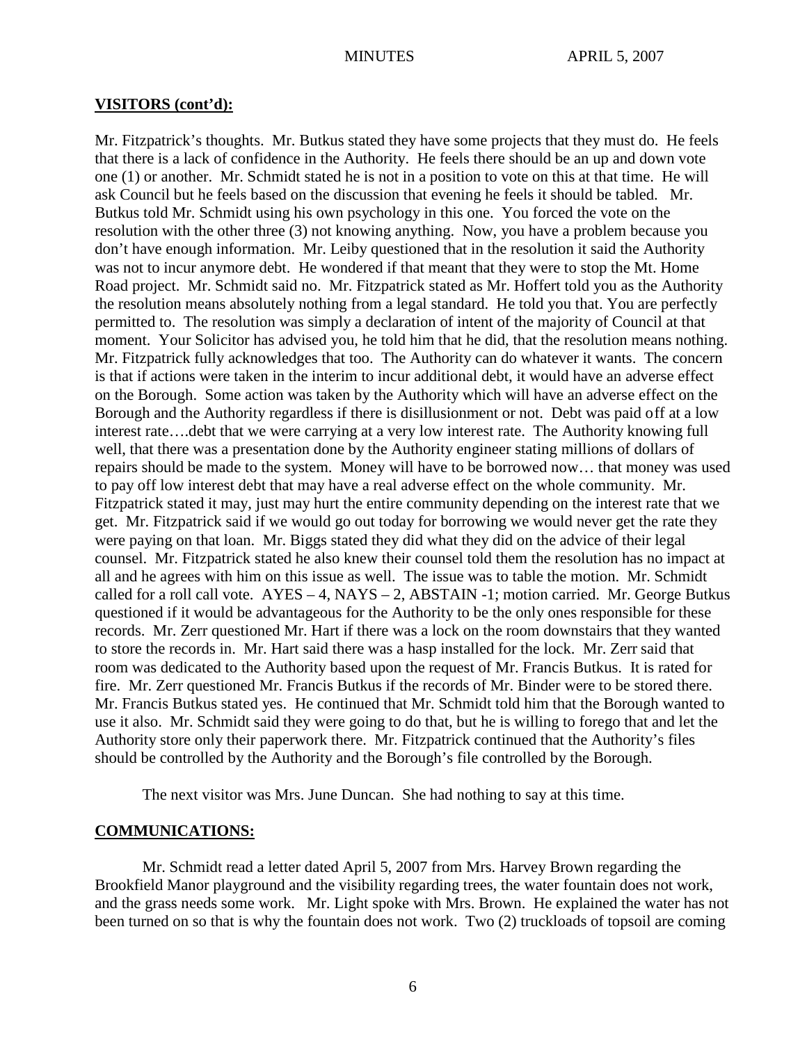## VISITORS (cont'd):

Mr. Fitzpatrick's thoughts. Mr. Butkus stated they have some projects that they must do. He feels that there is a lack of confidence in the Authority. He feels there should be an up and down vote one (1) or another. Mr. Schmidt stated he is not in a position to vote on this at that time. He will ask Council but he feels based on the discussion that evening he feels it should be tabled. Mr. Butkus told Mr. Schmidt using his own psychology in this one. You forced the vote on the resolution with the other three (3) not knowing anything. Now, you have a problem because you don't have enough information. Mr. Leiby questioned that in the resolution it said the Authority was not to incur anymore debt. He wondered if that meant that they were to stop the Mt. Home Road project. Mr. Schmidt said no. Mr. Fitzpatrick stated as Mr. Hoffert told you as the Authority the resolution means absolutely nothing from a legal standard. He told you that. You are perfectly permitted to. The resolution was simply a declaration of intent of the majority of Council at that moment. Your Solicitor has advised you, he told him that he did, that the resolution means nothing. Mr. Fitzpatrick fully acknowledges that too. The Authority can do whatever it wants. The concern is that if actions were taken in the interim to incur additional debt, it would have an adverse effect on the Borough. Some action was taken by the Authority which will have an adverse effect on the Borough and the Authority regardless if there is disillusionment or not. Debt was paid off at a low interest rate….debt that we were carrying at a very low interest rate. The Authority knowing full well, that there was a presentation done by the Authority engineer stating millions of dollars of repairs should be made to the system. Money will have to be borrowed now… that money was used to pay off low interest debt that may have a real adverse effect on the whole community. Mr. Fitzpatrick stated it may, just may hurt the entire community depending on the interest rate that we get. Mr. Fitzpatrick said if we would go out today for borrowing we would never get the rate they were paying on that loan. Mr. Biggs stated they did what they did on the advice of their legal counsel. Mr. Fitzpatrick stated he also knew their counsel told them the resolution has no impact at all and he agrees with him on this issue as well. The issue was to table the motion. Mr. Schmidt called for a roll call vote. AYES – 4, NAYS – 2, ABSTAIN -1; motion carried. Mr. George Butkus questioned if it would be advantageous for the Authority to be the only ones responsible for these records. Mr. Zerr questioned Mr. Hart if there was a lock on the room downstairs that they wanted to store the records in. Mr. Hart said there was a hasp installed for the lock. Mr. Zerr said that room was dedicated to the Authority based upon the request of Mr. Francis Butkus. It is rated for fire. Mr. Zerr questioned Mr. Francis Butkus if the records of Mr. Binder were to be stored there. Mr. Francis Butkus stated yes. He continued that Mr. Schmidt told him that the Borough wanted to use it also. Mr. Schmidt said they were going to do that, but he is willing to forego that and let the Authority store only their paperwork there. Mr. Fitzpatrick continued that the Authority's files should be controlled by the Authority and the Borough's file controlled by the Borough.

The next visitor was Mrs. June Duncan. She had nothing to say at this time.

## COMMUNICATIONS:

Mr. Schmidt read a letter dated April 5, 2007 from Mrs. Harvey Brown regarding the Brookfield Manor playground and the visibility regarding trees, the water fountain does not work, and the grass needs some work. Mr. Light spoke with Mrs. Brown. He explained the water has not been turned on so that is why the fountain does not work. Two (2) truckloads of topsoil are coming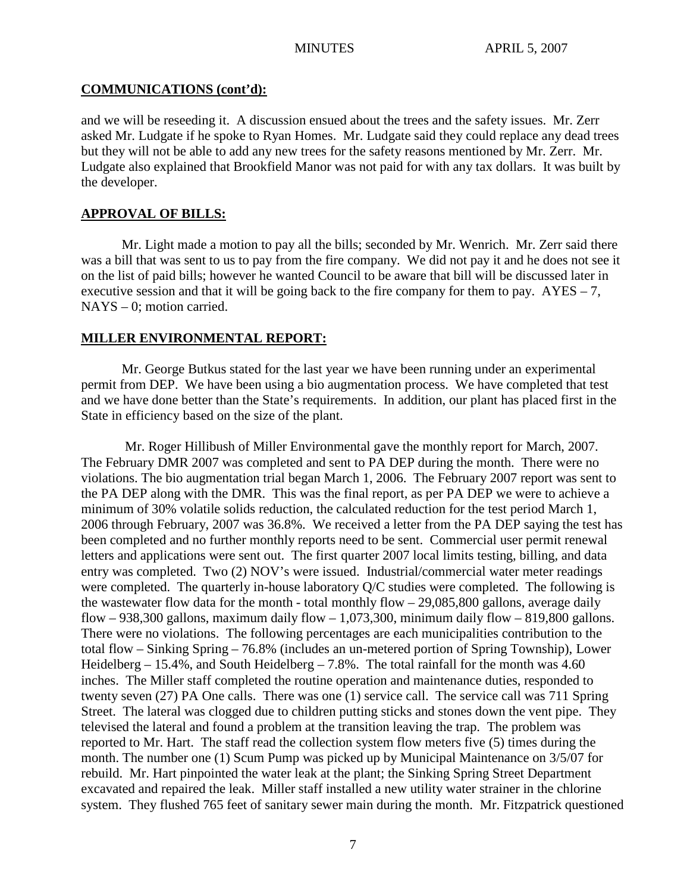## COMMUNICATIONS (cont'd):

and we will be reseeding it. A discussion ensued about the trees and the safety issues. Mr. Zerr asked Mr. Ludgate if he spoke to Ryan Homes. Mr. Ludgate said they could replace any dead trees but they will not be able to add any new trees for the safety reasons mentioned by Mr. Zerr. Mr. Ludgate also explained that Brookfield Manor was not paid for with any tax dollars. It was built by the developer.

## APPROVAL OF BILLS:

Mr. Light made a motion to pay all the bills; seconded by Mr. Wenrich. Mr. Zerr said there was a bill that was sent to us to pay from the fire company. We did not pay it and he does not see it on the list of paid bills; however he wanted Council to be aware that bill will be discussed later in executive session and that it will be going back to the fire company for them to pay. AYES – 7, NAYS – 0; motion carried.

## MILLER ENVIRONMENTAL REPORT:

Mr. George Butkus stated for the last year we have been running under an experimental permit from DEP. We have been using a bio augmentation process. We have completed that test and we have done better than the State's requirements. In addition, our plant has placed first in the State in efficiency based on the size of the plant.

Mr. Roger Hillibush of Miller Environmental gave the monthly report for March, 2007. The February DMR 2007 was completed and sent to PA DEP during the month. There were no violations. The bio augmentation trial began March 1, 2006. The February 2007 report was sent to the PA DEP along with the DMR. This was the final report, as per PA DEP we were to achieve a minimum of 30% volatile solids reduction, the calculated reduction for the test period March 1, 2006 through February, 2007 was 36.8%. We received a letter from the PA DEP saying the test has been completed and no further monthly reports need to be sent. Commercial user permit renewal letters and applications were sent out. The first quarter 2007 local limits testing, billing, and data entry was completed. Two (2) NOV's were issued. Industrial/commercial water meter readings were completed. The quarterly in-house laboratory Q/C studies were completed. The following is the wastewater flow data for the month - total monthly flow – 29,085,800 gallons, average daily flow – 938,300 gallons, maximum daily flow – 1,073,300, minimum daily flow – 819,800 gallons. There were no violations. The following percentages are each municipalities contribution to the total flow – Sinking Spring – 76.8% (includes an un-metered portion of Spring Township), Lower Heidelberg – 15.4%, and South Heidelberg – 7.8%. The total rainfall for the month was 4.60 inches. The Miller staff completed the routine operation and maintenance duties, responded to twenty seven (27) PA One calls. There was one (1) service call. The service call was 711 Spring Street. The lateral was clogged due to children putting sticks and stones down the vent pipe. They televised the lateral and found a problem at the transition leaving the trap. The problem was reported to Mr. Hart. The staff read the collection system flow meters five (5) times during the month. The number one (1) Scum Pump was picked up by Municipal Maintenance on 3/5/07 for rebuild. Mr. Hart pinpointed the water leak at the plant; the Sinking Spring Street Department excavated and repaired the leak. Miller staff installed a new utility water strainer in the chlorine system. They flushed 765 feet of sanitary sewer main during the month. Mr. Fitzpatrick questioned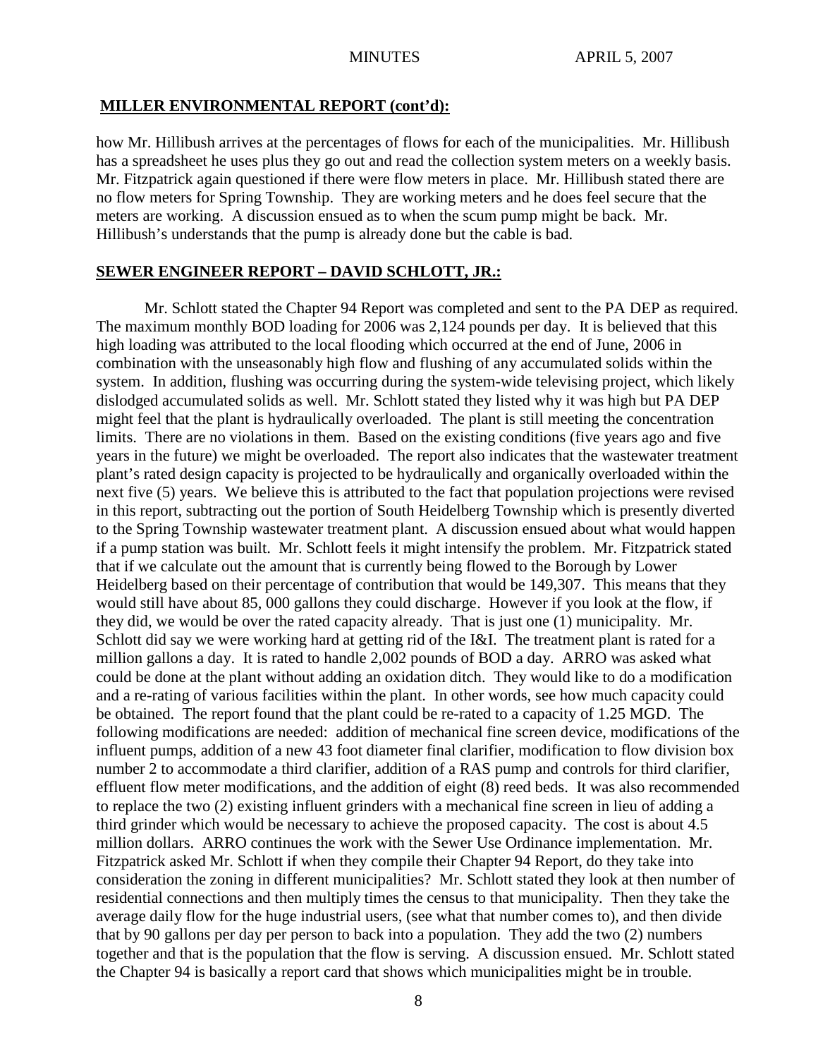## MILLER ENVIRONMENTAL REPORT (cont'd):

how Mr. Hillibush arrives at the percentages of flows for each of the municipalities. Mr. Hillibush has a spreadsheet he uses plus they go out and read the collection system meters on a weekly basis. Mr. Fitzpatrick again questioned if there were flow meters in place. Mr. Hillibush stated there are no flow meters for Spring Township. They are working meters and he does feel secure that the meters are working. A discussion ensued as to when the scum pump might be back. Mr. Hillibush's understands that the pump is already done but the cable is bad.

## SEWER ENGINEER REPORT – DAVID SCHLOTT, JR.:

Mr. Schlott stated the Chapter 94 Report was completed and sent to the PA DEP as required. The maximum monthly BOD loading for 2006 was 2,124 pounds per day. It is believed that this high loading was attributed to the local flooding which occurred at the end of June, 2006 in combination with the unseasonably high flow and flushing of any accumulated solids within the system. In addition, flushing was occurring during the system-wide televising project, which likely dislodged accumulated solids as well. Mr. Schlott stated they listed why it was high but PA DEP might feel that the plant is hydraulically overloaded. The plant is still meeting the concentration limits. There are no violations in them. Based on the existing conditions (five years ago and five years in the future) we might be overloaded. The report also indicates that the wastewater treatment plant's rated design capacity is projected to be hydraulically and organically overloaded within the next five (5) years. We believe this is attributed to the fact that population projections were revised in this report, subtracting out the portion of South Heidelberg Township which is presently diverted to the Spring Township wastewater treatment plant. A discussion ensued about what would happen if a pump station was built. Mr. Schlott feels it might intensify the problem. Mr. Fitzpatrick stated that if we calculate out the amount that is currently being flowed to the Borough by Lower Heidelberg based on their percentage of contribution that would be 149,307. This means that they would still have about 85, 000 gallons they could discharge. However if you look at the flow, if they did, we would be over the rated capacity already. That is just one (1) municipality. Mr. Schlott did say we were working hard at getting rid of the I&I. The treatment plant is rated for a million gallons a day. It is rated to handle 2,002 pounds of BOD a day. ARRO was asked what could be done at the plant without adding an oxidation ditch. They would like to do a modification and a re-rating of various facilities within the plant. In other words, see how much capacity could be obtained. The report found that the plant could be re-rated to a capacity of 1.25 MGD. The following modifications are needed: addition of mechanical fine screen device, modifications of the influent pumps, addition of a new 43 foot diameter final clarifier, modification to flow division box number 2 to accommodate a third clarifier, addition of a RAS pump and controls for third clarifier, effluent flow meter modifications, and the addition of eight (8) reed beds. It was also recommended to replace the two (2) existing influent grinders with a mechanical fine screen in lieu of adding a third grinder which would be necessary to achieve the proposed capacity. The cost is about 4.5 million dollars. ARRO continues the work with the Sewer Use Ordinance implementation. Mr. Fitzpatrick asked Mr. Schlott if when they compile their Chapter 94 Report, do they take into consideration the zoning in different municipalities? Mr. Schlott stated they look at then number of residential connections and then multiply times the census to that municipality. Then they take the average daily flow for the huge industrial users, (see what that number comes to), and then divide that by 90 gallons per day per person to back into a population. They add the two (2) numbers together and that is the population that the flow is serving. A discussion ensued. Mr. Schlott stated the Chapter 94 is basically a report card that shows which municipalities might be in trouble.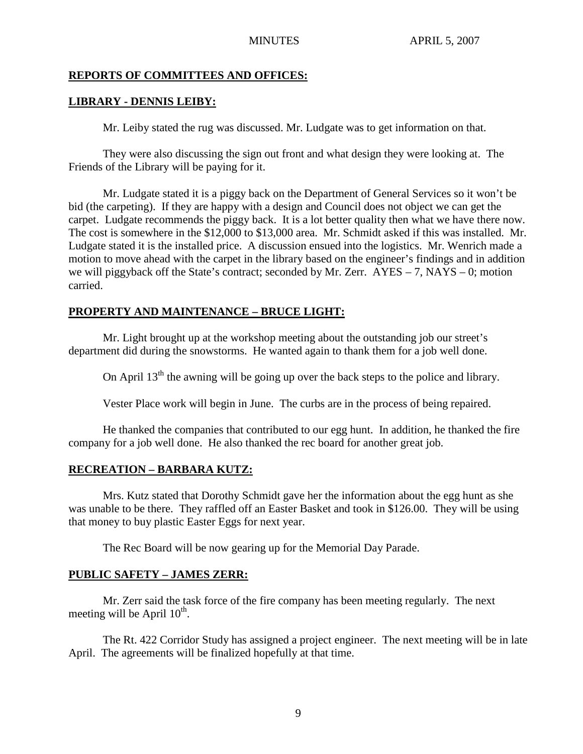**REPORTS OF COMMITTEES AND OFFICES:**

**LIBRARY - DENNIS LEIBY:**

Mr. Leiby stated the rug was discussed. Mr. Ludgate was to get information on that.

They were also discussing the sign out front and what design they were looking at. The Friends of the Library will be paying for it.

Mr. Ludgate stated it is a piggy back on the Department of General Services so it won't be bid (the carpeting). If they are happy with a design and Council does not object we can get the carpet. Ludgate recommends the piggy back. It is a lot better quality then what we have there now. The cost is somewhere in the $12,000 to $13,000 area. Mr. Schmidt asked if this was installed. Mr. Ludgate stated it is the installed price. A discussion ensued into the logistics. Mr. Wenrich made a motion to move ahead with the carpet in the library based on the engineer's findings and in addition we will piggyback off the State's contract; seconded by Mr. Zerr. AYES – 7, NAYS – 0; motion carried.

**PROPERTY AND MAINTENANCE – BRUCE LIGHT:**

Mr. Light brought up at the workshop meeting about the outstanding job our street's department did during the snowstorms. He wanted again to thank them for a job well done.

On April 13th the awning will be going up over the back steps to the police and library.

Vester Place work will begin in June. The curbs are in the process of being repaired.

He thanked the companies that contributed to our egg hunt. In addition, he thanked the fire company for a job well done. He also thanked the rec board for another great job.

**RECREATION – BARBARA KUTZ:**

Mrs. Kutz stated that Dorothy Schmidt gave her the information about the egg hunt as she was unable to be there. They raffled off an Easter Basket and took in $126.00. They will be using that money to buy plastic Easter Eggs for next year.

The Rec Board will be now gearing up for the Memorial Day Parade.

**PUBLIC SAFETY – JAMES ZERR:**

Mr. Zerr said the task force of the fire company has been meeting regularly. The next meeting will be April 10th.

The Rt. 422 Corridor Study has assigned a project engineer. The next meeting will be in late April. The agreements will be finalized hopefully at that time.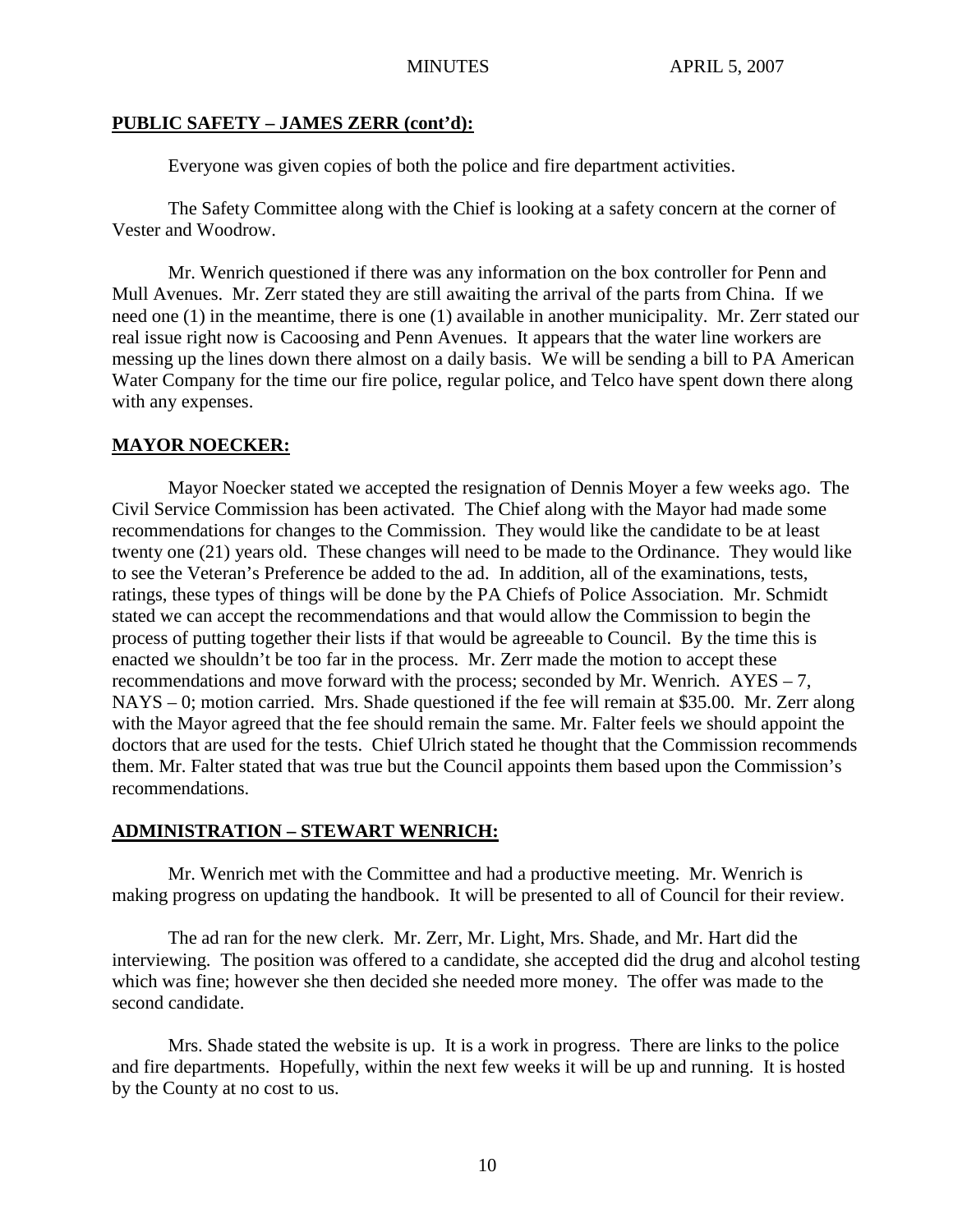**PUBLIC SAFETY – JAMES ZERR (cont'd):**

Everyone was given copies of both the police and fire department activities.

The Safety Committee along with the Chief is looking at a safety concern at the corner of Vester and Woodrow.

Mr. Wenrich questioned if there was any information on the box controller for Penn and Mull Avenues. Mr. Zerr stated they are still awaiting the arrival of the parts from China. If we need one (1) in the meantime, there is one (1) available in another municipality. Mr. Zerr stated our real issue right now is Cacoosing and Penn Avenues. It appears that the water line workers are messing up the lines down there almost on a daily basis. We will be sending a bill to PA American Water Company for the time our fire police, regular police, and Telco have spent down there along with any expenses.

**MAYOR NOECKER:**

Mayor Noecker stated we accepted the resignation of Dennis Moyer a few weeks ago. The Civil Service Commission has been activated. The Chief along with the Mayor had made some recommendations for changes to the Commission. They would like the candidate to be at least twenty one (21) years old. These changes will need to be made to the Ordinance. They would like to see the Veteran's Preference be added to the ad. In addition, all of the examinations, tests, ratings, these types of things will be done by the PA Chiefs of Police Association. Mr. Schmidt stated we can accept the recommendations and that would allow the Commission to begin the process of putting together their lists if that would be agreeable to Council. By the time this is enacted we shouldn't be too far in the process. Mr. Zerr made the motion to accept these recommendations and move forward with the process; seconded by Mr. Wenrich. AYES – 7, NAYS – 0; motion carried. Mrs. Shade questioned if the fee will remain at $35.00. Mr. Zerr along with the Mayor agreed that the fee should remain the same. Mr. Falter feels we should appoint the doctors that are used for the tests. Chief Ulrich stated he thought that the Commission recommends them. Mr. Falter stated that was true but the Council appoints them based upon the Commission's recommendations.

**ADMINISTRATION – STEWART WENRICH:**

Mr. Wenrich met with the Committee and had a productive meeting. Mr. Wenrich is making progress on updating the handbook. It will be presented to all of Council for their review.

The ad ran for the new clerk. Mr. Zerr, Mr. Light, Mrs. Shade, and Mr. Hart did the interviewing. The position was offered to a candidate, she accepted did the drug and alcohol testing which was fine; however she then decided she needed more money. The offer was made to the second candidate.

Mrs. Shade stated the website is up. It is a work in progress. There are links to the police and fire departments. Hopefully, within the next few weeks it will be up and running. It is hosted by the County at no cost to us.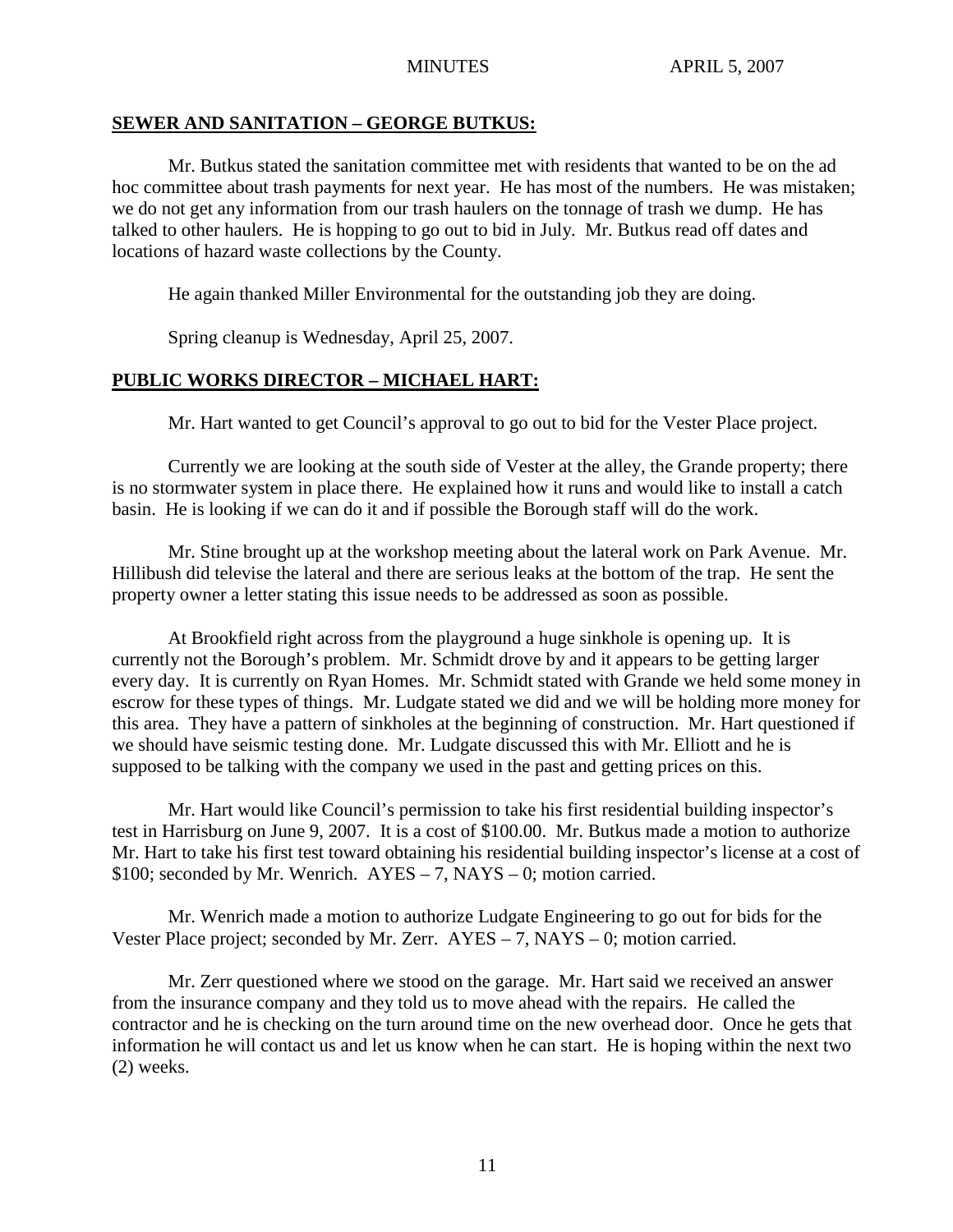## SEWER AND SANITATION – GEORGE BUTKUS:

Mr. Butkus stated the sanitation committee met with residents that wanted to be on the ad hoc committee about trash payments for next year. He has most of the numbers. He was mistaken; we do not get any information from our trash haulers on the tonnage of trash we dump. He has talked to other haulers. He is hopping to go out to bid in July. Mr. Butkus read off dates and locations of hazard waste collections by the County.

He again thanked Miller Environmental for the outstanding job they are doing.

Spring cleanup is Wednesday, April 25, 2007.

## PUBLIC WORKS DIRECTOR – MICHAEL HART:

Mr. Hart wanted to get Council's approval to go out to bid for the Vester Place project.

Currently we are looking at the south side of Vester at the alley, the Grande property; there is no stormwater system in place there. He explained how it runs and would like to install a catch basin. He is looking if we can do it and if possible the Borough staff will do the work.

Mr. Stine brought up at the workshop meeting about the lateral work on Park Avenue. Mr. Hillibush did televise the lateral and there are serious leaks at the bottom of the trap. He sent the property owner a letter stating this issue needs to be addressed as soon as possible.

At Brookfield right across from the playground a huge sinkhole is opening up. It is currently not the Borough's problem. Mr. Schmidt drove by and it appears to be getting larger every day. It is currently on Ryan Homes. Mr. Schmidt stated with Grande we held some money in escrow for these types of things. Mr. Ludgate stated we did and we will be holding more money for this area. They have a pattern of sinkholes at the beginning of construction. Mr. Hart questioned if we should have seismic testing done. Mr. Ludgate discussed this with Mr. Elliott and he is supposed to be talking with the company we used in the past and getting prices on this.

Mr. Hart would like Council's permission to take his first residential building inspector's test in Harrisburg on June 9, 2007. It is a cost of $100.00. Mr. Butkus made a motion to authorize Mr. Hart to take his first test toward obtaining his residential building inspector's license at a cost of $100; seconded by Mr. Wenrich. AYES – 7, NAYS – 0; motion carried.

Mr. Wenrich made a motion to authorize Ludgate Engineering to go out for bids for the Vester Place project; seconded by Mr. Zerr. AYES – 7, NAYS – 0; motion carried.

Mr. Zerr questioned where we stood on the garage. Mr. Hart said we received an answer from the insurance company and they told us to move ahead with the repairs. He called the contractor and he is checking on the turn around time on the new overhead door. Once he gets that information he will contact us and let us know when he can start. He is hoping within the next two (2) weeks.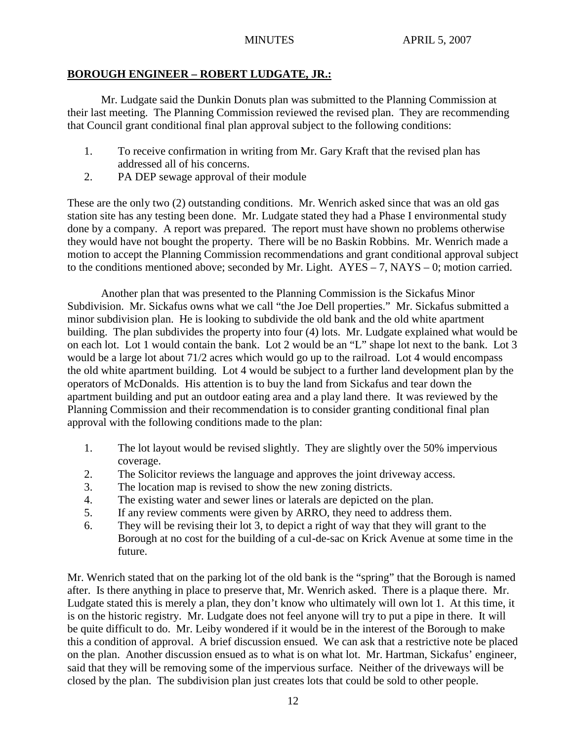**BOROUGH ENGINEER – ROBERT LUDGATE, JR.:**

Mr. Ludgate said the Dunkin Donuts plan was submitted to the Planning Commission at their last meeting. The Planning Commission reviewed the revised plan. They are recommending that Council grant conditional final plan approval subject to the following conditions:

1. To receive confirmation in writing from Mr. Gary Kraft that the revised plan has addressed all of his concerns.
2. PA DEP sewage approval of their module

These are the only two (2) outstanding conditions. Mr. Wenrich asked since that was an old gas station site has any testing been done. Mr. Ludgate stated they had a Phase I environmental study done by a company. A report was prepared. The report must have shown no problems otherwise they would have not bought the property. There will be no Baskin Robbins. Mr. Wenrich made a motion to accept the Planning Commission recommendations and grant conditional approval subject to the conditions mentioned above; seconded by Mr. Light. AYES – 7, NAYS – 0; motion carried.

Another plan that was presented to the Planning Commission is the Sickafus Minor Subdivision. Mr. Sickafus owns what we call "the Joe Dell properties." Mr. Sickafus submitted a minor subdivision plan. He is looking to subdivide the old bank and the old white apartment building. The plan subdivides the property into four (4) lots. Mr. Ludgate explained what would be on each lot. Lot 1 would contain the bank. Lot 2 would be an "L" shape lot next to the bank. Lot 3 would be a large lot about 71/2 acres which would go up to the railroad. Lot 4 would encompass the old white apartment building. Lot 4 would be subject to a further land development plan by the operators of McDonalds. His attention is to buy the land from Sickafus and tear down the apartment building and put an outdoor eating area and a play land there. It was reviewed by the Planning Commission and their recommendation is to consider granting conditional final plan approval with the following conditions made to the plan:

1. The lot layout would be revised slightly. They are slightly over the 50% impervious coverage.
2. The Solicitor reviews the language and approves the joint driveway access.
3. The location map is revised to show the new zoning districts.
4. The existing water and sewer lines or laterals are depicted on the plan.
5. If any review comments were given by ARRO, they need to address them.
6. They will be revising their lot 3, to depict a right of way that they will grant to the Borough at no cost for the building of a cul-de-sac on Krick Avenue at some time in the future.

Mr. Wenrich stated that on the parking lot of the old bank is the "spring" that the Borough is named after. Is there anything in place to preserve that, Mr. Wenrich asked. There is a plaque there. Mr. Ludgate stated this is merely a plan, they don't know who ultimately will own lot 1. At this time, it is on the historic registry. Mr. Ludgate does not feel anyone will try to put a pipe in there. It will be quite difficult to do. Mr. Leiby wondered if it would be in the interest of the Borough to make this a condition of approval. A brief discussion ensued. We can ask that a restrictive note be placed on the plan. Another discussion ensued as to what is on what lot. Mr. Hartman, Sickafus' engineer, said that they will be removing some of the impervious surface. Neither of the driveways will be closed by the plan. The subdivision plan just creates lots that could be sold to other people.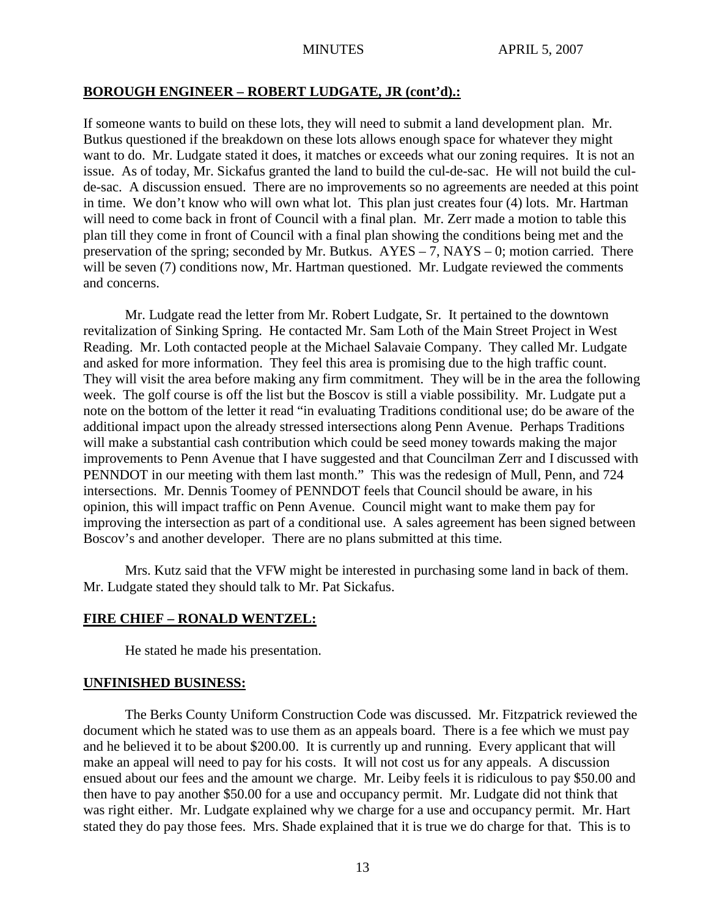## BOROUGH ENGINEER – ROBERT LUDGATE, JR (cont'd).:

If someone wants to build on these lots, they will need to submit a land development plan. Mr. Butkus questioned if the breakdown on these lots allows enough space for whatever they might want to do. Mr. Ludgate stated it does, it matches or exceeds what our zoning requires. It is not an issue. As of today, Mr. Sickafus granted the land to build the cul-de-sac. He will not build the cul-de-sac. A discussion ensued. There are no improvements so no agreements are needed at this point in time. We don't know who will own what lot. This plan just creates four (4) lots. Mr. Hartman will need to come back in front of Council with a final plan. Mr. Zerr made a motion to table this plan till they come in front of Council with a final plan showing the conditions being met and the preservation of the spring; seconded by Mr. Butkus. AYES – 7, NAYS – 0; motion carried. There will be seven (7) conditions now, Mr. Hartman questioned. Mr. Ludgate reviewed the comments and concerns.

Mr. Ludgate read the letter from Mr. Robert Ludgate, Sr. It pertained to the downtown revitalization of Sinking Spring. He contacted Mr. Sam Loth of the Main Street Project in West Reading. Mr. Loth contacted people at the Michael Salavaie Company. They called Mr. Ludgate and asked for more information. They feel this area is promising due to the high traffic count. They will visit the area before making any firm commitment. They will be in the area the following week. The golf course is off the list but the Boscov is still a viable possibility. Mr. Ludgate put a note on the bottom of the letter it read "in evaluating Traditions conditional use; do be aware of the additional impact upon the already stressed intersections along Penn Avenue. Perhaps Traditions will make a substantial cash contribution which could be seed money towards making the major improvements to Penn Avenue that I have suggested and that Councilman Zerr and I discussed with PENNDOT in our meeting with them last month." This was the redesign of Mull, Penn, and 724 intersections. Mr. Dennis Toomey of PENNDOT feels that Council should be aware, in his opinion, this will impact traffic on Penn Avenue. Council might want to make them pay for improving the intersection as part of a conditional use. A sales agreement has been signed between Boscov's and another developer. There are no plans submitted at this time.

Mrs. Kutz said that the VFW might be interested in purchasing some land in back of them. Mr. Ludgate stated they should talk to Mr. Pat Sickafus.

## FIRE CHIEF – RONALD WENTZEL:

He stated he made his presentation.

## UNFINISHED BUSINESS:

The Berks County Uniform Construction Code was discussed. Mr. Fitzpatrick reviewed the document which he stated was to use them as an appeals board. There is a fee which we must pay and he believed it to be about $200.00. It is currently up and running. Every applicant that will make an appeal will need to pay for his costs. It will not cost us for any appeals. A discussion ensued about our fees and the amount we charge. Mr. Leiby feels it is ridiculous to pay $50.00 and then have to pay another $50.00 for a use and occupancy permit. Mr. Ludgate did not think that was right either. Mr. Ludgate explained why we charge for a use and occupancy permit. Mr. Hart stated they do pay those fees. Mrs. Shade explained that it is true we do charge for that. This is to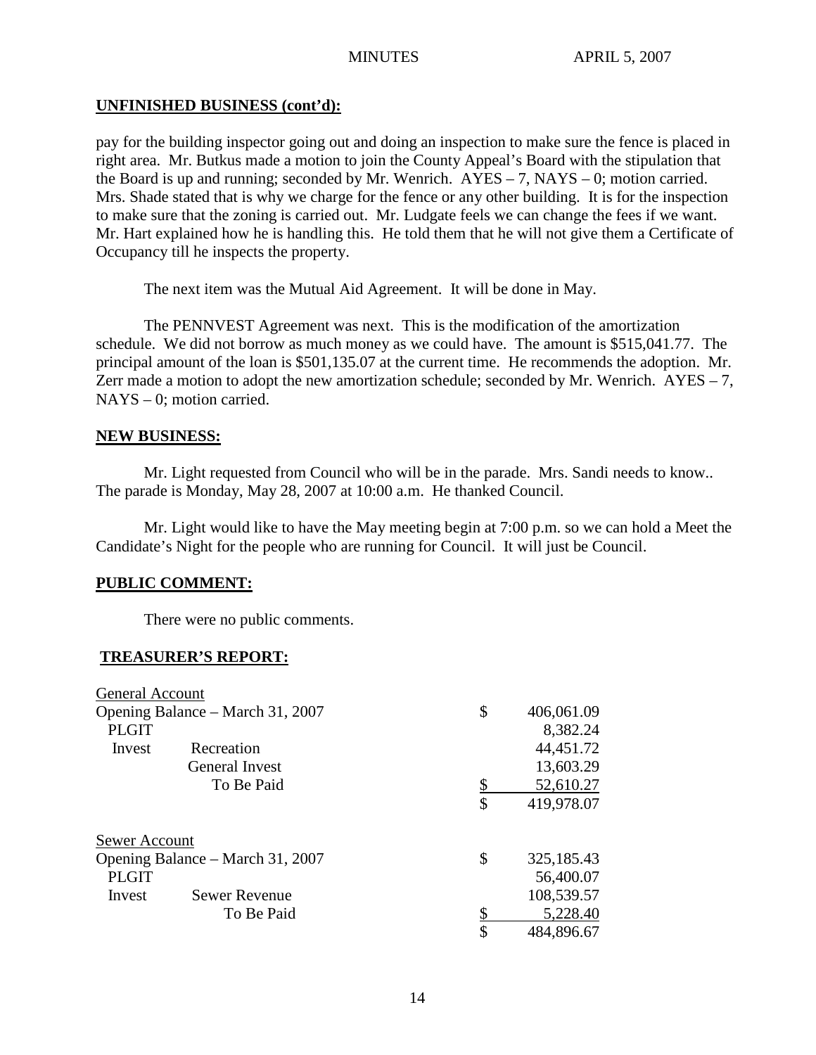**UNFINISHED BUSINESS (cont'd):**

pay for the building inspector going out and doing an inspection to make sure the fence is placed in right area. Mr. Butkus made a motion to join the County Appeal's Board with the stipulation that the Board is up and running; seconded by Mr. Wenrich. AYES – 7, NAYS – 0; motion carried. Mrs. Shade stated that is why we charge for the fence or any other building. It is for the inspection to make sure that the zoning is carried out. Mr. Ludgate feels we can change the fees if we want. Mr. Hart explained how he is handling this. He told them that he will not give them a Certificate of Occupancy till he inspects the property.

The next item was the Mutual Aid Agreement. It will be done in May.

The PENNVEST Agreement was next. This is the modification of the amortization schedule. We did not borrow as much money as we could have. The amount is $515,041.77. The principal amount of the loan is $501,135.07 at the current time. He recommends the adoption. Mr. Zerr made a motion to adopt the new amortization schedule; seconded by Mr. Wenrich. AYES – 7, NAYS – 0; motion carried.

**NEW BUSINESS:**

Mr. Light requested from Council who will be in the parade. Mrs. Sandi needs to know.. The parade is Monday, May 28, 2007 at 10:00 a.m. He thanked Council.

Mr. Light would like to have the May meeting begin at 7:00 p.m. so we can hold a Meet the Candidate's Night for the people who are running for Council. It will just be Council.

**PUBLIC COMMENT:**

There were no public comments.

**TREASURER'S REPORT:**

| General Account | | |
|---|---|---|
| Opening Balance – March 31, 2007 | | $ 406,061.09 |
| PLGIT | | 8,382.24 |
| Invest | Recreation | 44,451.72 |
| | General Invest | 13,603.29 |
| | To Be Paid | $ 52,610.27 |
| | | $ 419,978.07 |

| Sewer Account | | |
|---|---|---|
| Opening Balance – March 31, 2007 | | $ 325,185.43 |
| PLGIT | | 56,400.07 |
| Invest | Sewer Revenue | 108,539.57 |
| | To Be Paid | $ 5,228.40 |
| | | $ 484,896.67 |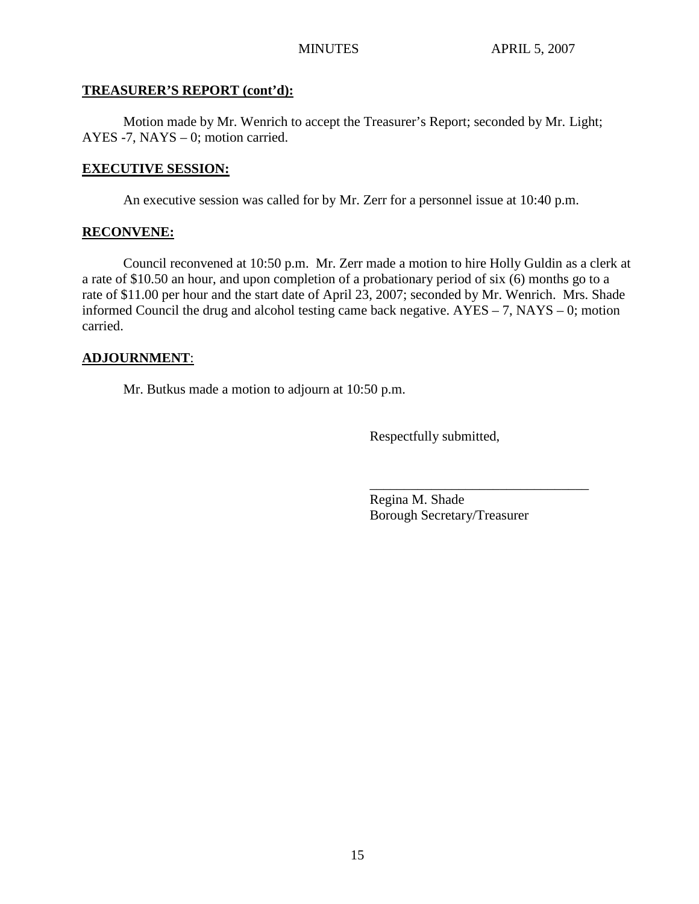**TREASURER'S REPORT (cont'd):**

Motion made by Mr. Wenrich to accept the Treasurer's Report; seconded by Mr. Light; AYES -7, NAYS – 0; motion carried.

**EXECUTIVE SESSION:**

An executive session was called for by Mr. Zerr for a personnel issue at 10:40 p.m.

**RECONVENE:**

Council reconvened at 10:50 p.m. Mr. Zerr made a motion to hire Holly Guldin as a clerk at a rate of $10.50 an hour, and upon completion of a probationary period of six (6) months go to a rate of $11.00 per hour and the start date of April 23, 2007; seconded by Mr. Wenrich. Mrs. Shade informed Council the drug and alcohol testing came back negative. AYES – 7, NAYS – 0; motion carried.

**ADJOURNMENT**:

Mr. Butkus made a motion to adjourn at 10:50 p.m.

Respectfully submitted,

________________________________

Regina M. Shade
Borough Secretary/Treasurer